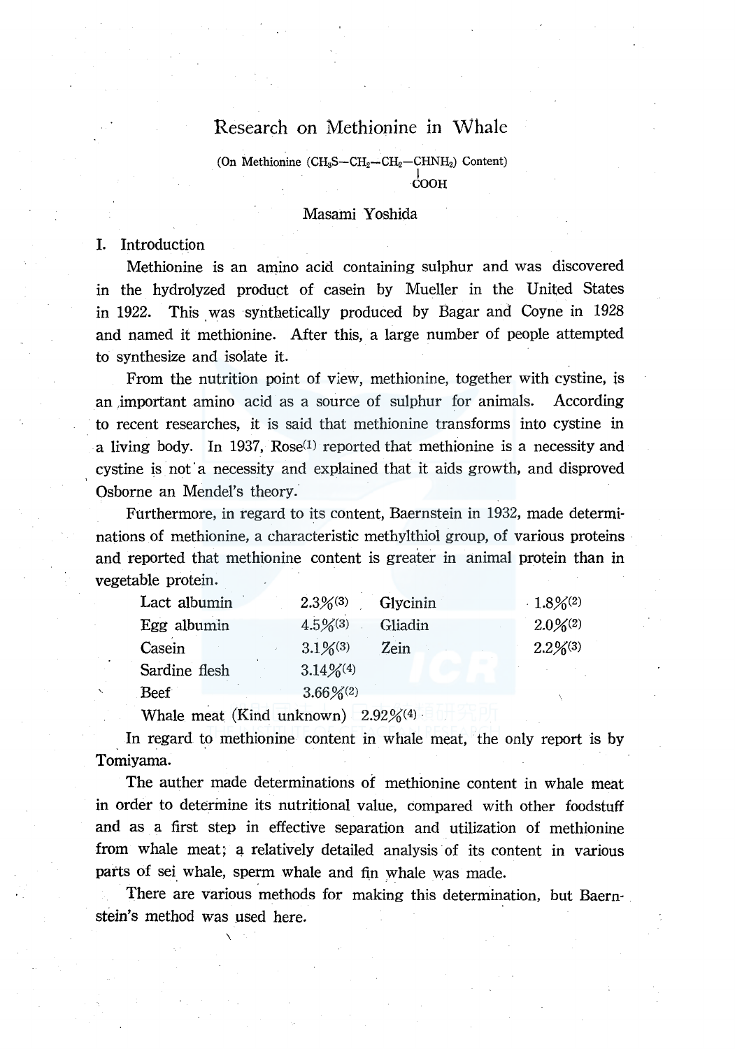# Research on Methionine in Whale

(On Methionine ($CH_3S-CH_2-CH_2-CHNH_2$ with $COOH$ on the CH) Content)

Masami Yoshida

## I. Introduction

Methionine is an amino acid containing sulphur and was discovered in the hydrolyzed product of casein by Mueller in the United States in 1922. This was synthetically produced by Bagar and Coyne in 1928 and named it methionine. After this, a large number of people attempted to synthesize and isolate it.

From the nutrition point of view, methionine, together with cystine, is an important amino acid as a source of sulphur for animals. According to recent researches, it is said that methionine transforms into cystine in a living body. In 1937, Rose[1] reported that methionine is a necessity and cystine is not a necessity and explained that it aids growth, and disproved Osborne an Mendel's theory.

Furthermore, in regard to its content, Baernstein in 1932, made determinations of methionine, a characteristic methylthiol group, of various proteins and reported that methionine content is greater in animal protein than in vegetable protein.

| | | | |
|---|---|---|---|
| Lact albumin | 2.3%[3] | Glycinin | 1.8%[2] |
| Egg albumin | 4.5%[3] | Gliadin | 2.0%[2] |
| Casein | 3.1%[3] | Zein | 2.2%[3] |
| Sardine flesh | 3.14%[4] | | |
| Beef | 3.66%[2] | | |
| Whale meat (Kind unknown) | 2.92%[4] | | |

In regard to methionine content in whale meat, the only report is by Tomiyama.

The auther made determinations of methionine content in whale meat in order to determine its nutritional value, compared with other foodstuff and as a first step in effective separation and utilization of methionine from whale meat; a relatively detailed analysis of its content in various parts of sei whale, sperm whale and fin whale was made.

There are various methods for making this determination, but Baernstein's method was used here.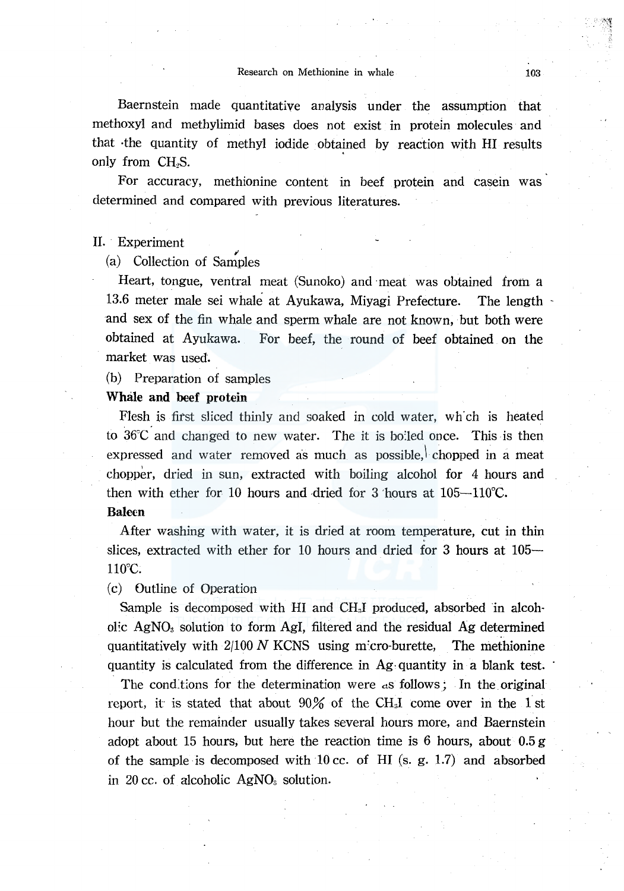Baernstein made quantitative analysis under the assumption that methoxyl and methylimid bases does not exist in protein molecules and that the quantity of methyl iodide obtained by reaction with HI results only from $CH_3S$.

For accuracy, methionine content in beef protein and casein was determined and compared with previous literatures.

## II. Experiment

### (a) Collection of Samples

Heart, tongue, ventral meat (Sunoko) and meat was obtained from a 13.6 meter male sei whale at Ayukawa, Miyagi Prefecture. The length and sex of the fin whale and sperm whale are not known, but both were obtained at Ayukawa. For beef, the round of beef obtained on the market was used.

### (b) Preparation of samples

**Whale and beef protein**

Flesh is first sliced thinly and soaked in cold water, wh'ch is heated to 36°C and changed to new water. The it is boiled once. This is then expressed and water removed as much as possible, chopped in a meat chopper, dried in sun, extracted with boiling alcohol for 4 hours and then with ether for 10 hours and dried for 3 hours at 105—110°C.

**Baleen**

After washing with water, it is dried at room temperature, cut in thin slices, extracted with ether for 10 hours and dried for 3 hours at 105—110°C.

### (c) Outline of Operation

Sample is decomposed with HI and $CH_3I$ produced, absorbed in alcoholic $AgNO_3$ solution to form AgI, filtered and the residual Ag determined quantitatively with 2/100 *N* KCNS using micro-burette. The methionine quantity is calculated from the difference in Ag quantity in a blank test.

The conditions for the determination were as follows; In the original report, it is stated that about 90% of the $CH_3I$ come over in the 1 st hour but the remainder usually takes several hours more, and Baernstein adopt about 15 hours, but here the reaction time is 6 hours, about 0.5 g of the sample is decomposed with 10 cc. of HI (s. g. 1.7) and absorbed in 20 cc. of alcoholic $AgNO_3$ solution.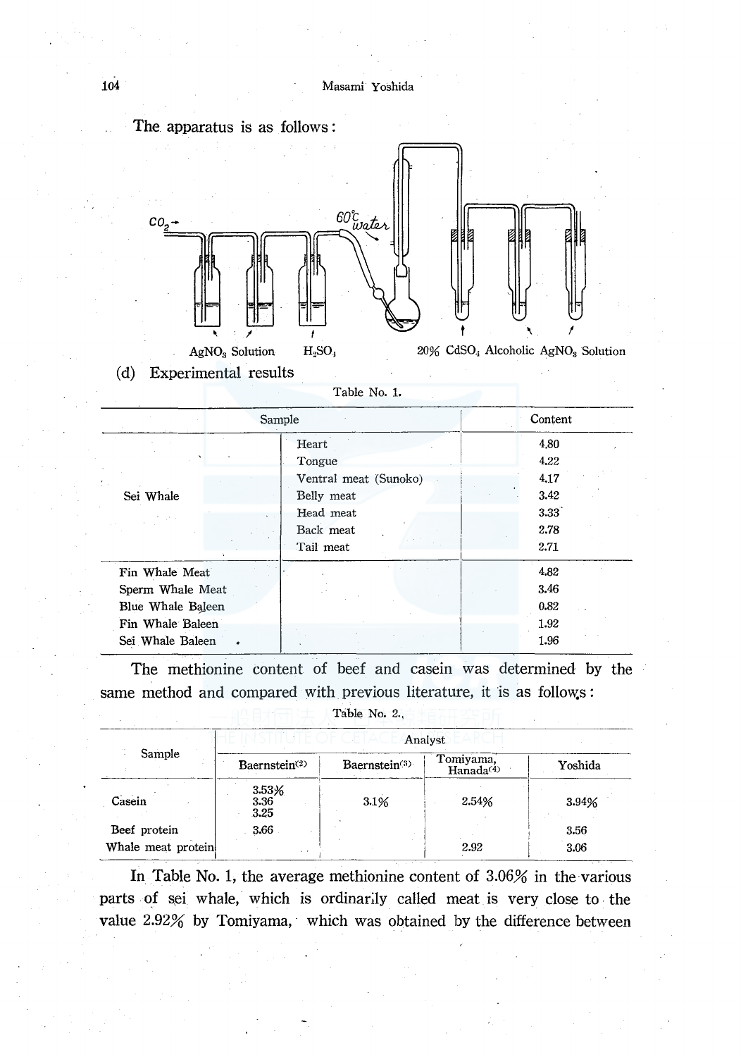The apparatus is as follows:

$CO_2$→ 60°C water

$AgNO_3$ Solution $H_2SO_4$ 20% $CdSO_4$ Alcoholic $AgNO_3$ Solution

(d) Experimental results

Table No. 1.

| Sample | | Content |
|---|---|---|
| Sei Whale | Heart | 4.80 |
| | Tongue | 4.22 |
| | Ventral meat (Sunoko) | 4.17 |
| | Belly meat | 3.42 |
| | Head meat | 3.33 |
| | Back meat | 2.78 |
| | Tail meat | 2.71 |
| Fin Whale Meat | | 4.82 |
| Sperm Whale Meat | | 3.46 |
| Blue Whale Baleen | | 0.82 |
| Fin Whale Baleen | | 1.92 |
| Sei Whale Baleen | | 1.96 |

The methionine content of beef and casein was determined by the same method and compared with previous literature, it is as follows:

Table No. 2.

| Sample | Analyst | | | |
|---|---|---|---|---|
| | Baernstein(2) | Baernstein(3) | Tomiyama, Hanada(4) | Yoshida |
| Casein | 3.53% 3.36 3.25 | 3.1% | 2.54% | 3.94% |
| Beef protein | 3.66 | | | 3.56 |
| Whale meat protein | | | 2.92 | 3.06 |

In Table No. 1, the average methionine content of 3.06% in the various parts of sei whale, which is ordinarily called meat is very close to the value 2.92% by Tomiyama, which was obtained by the difference between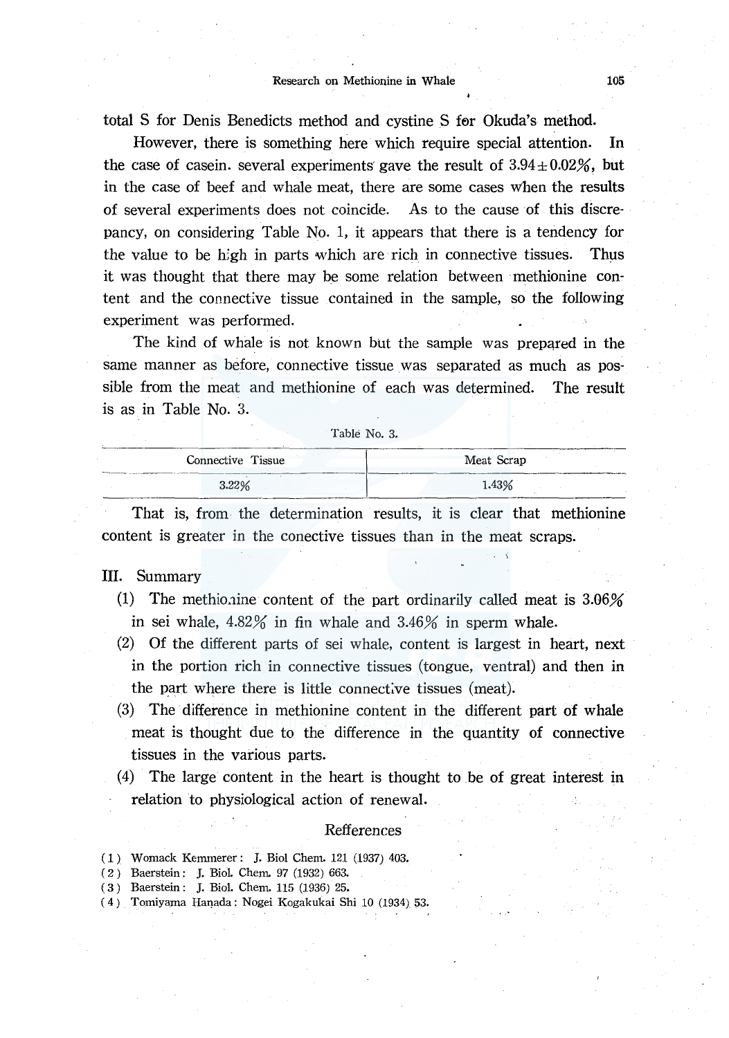total S for Denis Benedicts method and cystine S for Okuda's method.

However, there is something here which require special attention. In the case of casein. several experiments gave the result of $3.94 \pm 0.02\%$, but in the case of beef and whale meat, there are some cases when the results of several experiments does not coincide. As to the cause of this discrepancy, on considering Table No. 1, it appears that there is a tendency for the value to be high in parts which are rich in connective tissues. Thus it was thought that there may be some relation between methionine content and the connective tissue contained in the sample, so the following experiment was performed.

The kind of whale is not known but the sample was prepared in the same manner as before, connective tissue was separated as much as possible from the meat and methionine of each was determined. The result is as in Table No. 3.

Table No. 3.

| Connective Tissue | Meat Scrap |
|---|---|
| 3.22% | 1.43% |

That is, from the determination results, it is clear that methionine content is greater in the conective tissues than in the meat scraps.

## III. Summary

(1) The methionine content of the part ordinarily called meat is 3.06% in sei whale, 4.82% in fin whale and 3.46% in sperm whale.

(2) Of the different parts of sei whale, content is largest in heart, next in the portion rich in connective tissues (tongue, ventral) and then in the part where there is little connective tissues (meat).

(3) The difference in methionine content in the different part of whale meat is thought due to the difference in the quantity of connective tissues in the various parts.

(4) The large content in the heart is thought to be of great interest in relation to physiological action of renewal.

## Refferences

(1) Womack Kemmerer: J. Biol Chem. 121 (1937) 403.
(2) Baerstein: J. Biol. Chem. 97 (1932) 663.
(3) Baerstein: J. Biol. Chem. 115 (1936) 25.
(4) Tomiyama Hanada: Nogei Kogakukai Shi 10 (1934) 53.